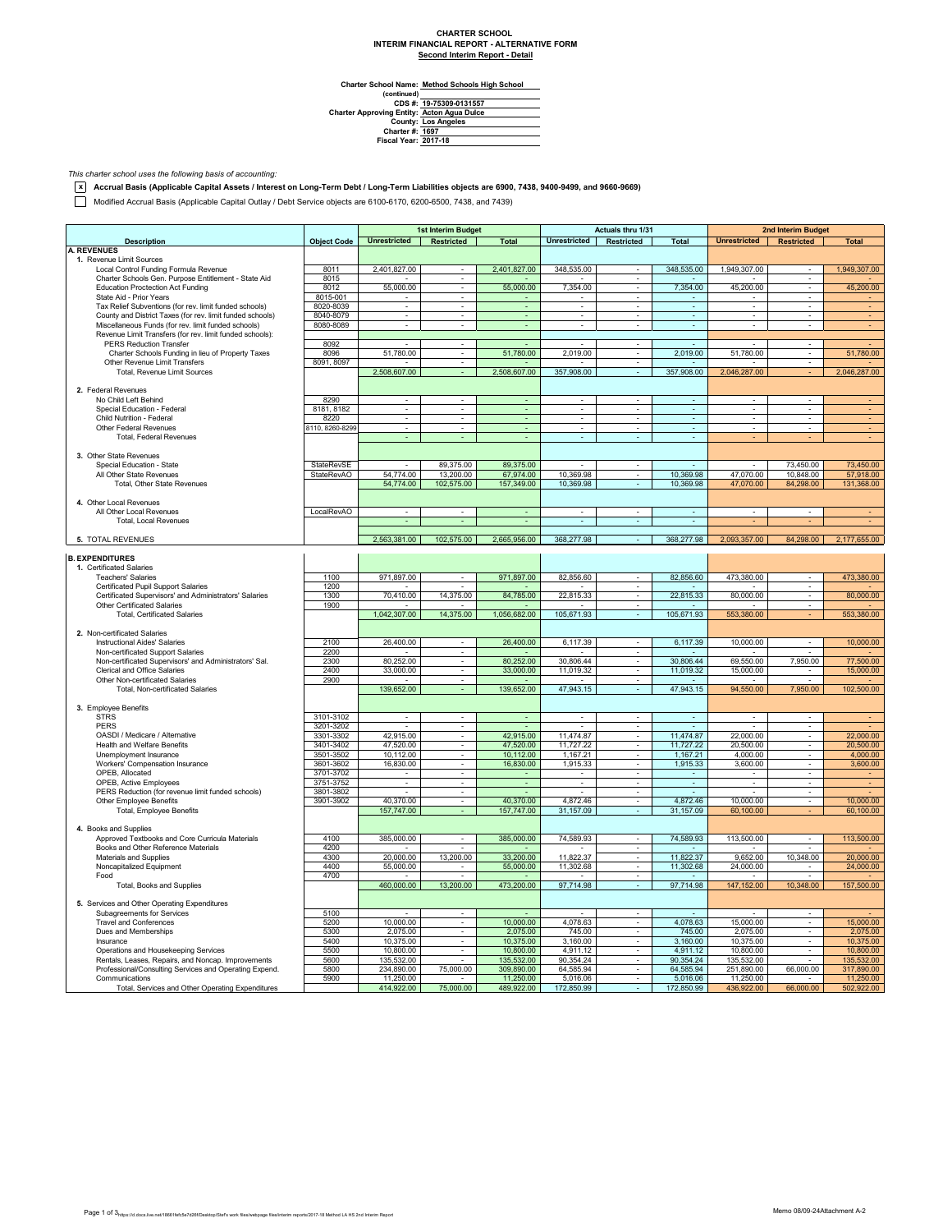**CHARTER SCHOOL**
**INTERIM FINANCIAL REPORT - ALTERNATIVE FORM**
**Second Interim Report - Detail**

**Charter School Name:** Method Schools High School
**(continued)**
**CDS #:** 19-75309-0131557
**Charter Approving Entity:** Acton Agua Dulce
**County:** Los Angeles
**Charter #:** 1697
**Fiscal Year:** 2017-18

*This charter school uses the following basis of accounting:*

- [x] **Accrual Basis (Applicable Capital Assets / Interest on Long-Term Debt / Long-Term Liabilities objects are 6900, 7438, 9400-9499, and 9660-9669)**
- [ ] Modified Accrual Basis (Applicable Capital Outlay / Debt Service objects are 6100-6170, 6200-6500, 7438, and 7439)

| | | 1st Interim Budget | | | Actuals thru 1/31 | | | 2nd Interim Budget | | |
|---|---|---|---|---|---|---|---|---|---|---|
| **Description** | **Object Code** | **Unrestricted** | **Restricted** | **Total** | **Unrestricted** | **Restricted** | **Total** | **Unrestricted** | **Restricted** | **Total** |
| **A. REVENUES** | | | | | | | | | | |
| **1.** Revenue Limit Sources | | | | | | | | | | |
| Local Control Funding Formula Revenue | 8011 | 2,401,827.00 | - | 2,401,827.00 | 348,535.00 | - | 348,535.00 | 1,949,307.00 | - | 1,949,307.00 |
| Charter Schools Gen. Purpose Entitlement - State Aid | 8015 | - | - | - | - | - | - | - | - | - |
| Education Proctection Act Funding | 8012 | 55,000.00 | - | 55,000.00 | 7,354.00 | - | 7,354.00 | 45,200.00 | - | 45,200.00 |
| State Aid - Prior Years | 8015-001 | - | - | - | - | - | - | - | - | - |
| Tax Relief Subventions (for rev. limit funded schools) | 8020-8039 | - | - | - | - | - | - | - | - | - |
| County and District Taxes (for rev. limit funded schools) | 8040-8079 | - | - | - | - | - | - | - | - | - |
| Miscellaneous Funds (for rev. limit funded schools) | 8080-8089 | - | - | - | - | - | - | - | - | - |
| Revenue Limit Transfers (for rev. limit funded schools): | | | | | | | | | | |
| PERS Reduction Transfer | 8092 | - | - | - | - | - | - | - | - | - |
| Charter Schools Funding in lieu of Property Taxes | 8096 | 51,780.00 | - | 51,780.00 | 2,019.00 | - | 2,019.00 | 51,780.00 | - | 51,780.00 |
| Other Revenue Limit Transfers | 8091, 8097 | - | - | - | - | - | - | - | - | - |
| Total, Revenue Limit Sources | | 2,508,607.00 | - | 2,508,607.00 | 357,908.00 | - | 357,908.00 | 2,046,287.00 | - | 2,046,287.00 |
| **2.** Federal Revenues | | | | | | | | | | |
| No Child Left Behind | 8290 | - | - | - | - | - | - | - | - | - |
| Special Education - Federal | 8181, 8182 | - | - | - | - | - | - | - | - | - |
| Child Nutrition - Federal | 8220 | - | - | - | - | - | - | - | - | - |
| Other Federal Revenues | 8110, 8260-8299 | - | - | - | - | - | - | - | - | - |
| Total, Federal Revenues | | - | - | - | - | - | - | - | - | - |
| **3.** Other State Revenues | | | | | | | | | | |
| Special Education - State | StateRevSE | - | 89,375.00 | 89,375.00 | - | - | - | - | 73,450.00 | 73,450.00 |
| All Other State Revenues | StateRevAO | 54,774.00 | 13,200.00 | 67,974.00 | 10,369.98 | - | 10,369.98 | 47,070.00 | 10,848.00 | 57,918.00 |
| Total, Other State Revenues | | 54,774.00 | 102,575.00 | 157,349.00 | 10,369.98 | - | 10,369.98 | 47,070.00 | 84,298.00 | 131,368.00 |
| **4.** Other Local Revenues | | | | | | | | | | |
| All Other Local Revenues | LocalRevAO | - | - | - | - | - | - | - | - | - |
| Total, Local Revenues | | - | - | - | - | - | - | - | - | - |
| **5.** TOTAL REVENUES | | 2,563,381.00 | 102,575.00 | 2,665,956.00 | 368,277.98 | - | 368,277.98 | 2,093,357.00 | 84,298.00 | 2,177,655.00 |
| **B. EXPENDITURES** | | | | | | | | | | |
| **1.** Certificated Salaries | | | | | | | | | | |
| Teachers' Salaries | 1100 | 971,897.00 | - | 971,897.00 | 82,856.60 | - | 82,856.60 | 473,380.00 | - | 473,380.00 |
| Certificated Pupil Support Salaries | 1200 | - | - | - | - | - | - | - | - | - |
| Certificated Supervisors' and Administrators' Salaries | 1300 | 70,410.00 | 14,375.00 | 84,785.00 | 22,815.33 | - | 22,815.33 | 80,000.00 | - | 80,000.00 |
| Other Certificated Salaries | 1900 | - | - | - | - | - | - | - | - | - |
| Total, Certificated Salaries | | 1,042,307.00 | 14,375.00 | 1,056,682.00 | 105,671.93 | - | 105,671.93 | 553,380.00 | - | 553,380.00 |
| **2.** Non-certificated Salaries | | | | | | | | | | |
| Instructional Aides' Salaries | 2100 | 26,400.00 | - | 26,400.00 | 6,117.39 | - | 6,117.39 | 10,000.00 | - | 10,000.00 |
| Non-certificated Support Salaries | 2200 | - | - | - | - | - | - | - | - | - |
| Non-certificated Supervisors' and Administrators' Sal. | 2300 | 80,252.00 | - | 80,252.00 | 30,806.44 | - | 30,806.44 | 69,550.00 | 7,950.00 | 77,500.00 |
| Clerical and Office Salaries | 2400 | 33,000.00 | - | 33,000.00 | 11,019.32 | - | 11,019.32 | 15,000.00 | - | 15,000.00 |
| Other Non-certificated Salaries | 2900 | - | - | - | - | - | - | - | - | - |
| Total, Non-certificated Salaries | | 139,652.00 | - | 139,652.00 | 47,943.15 | - | 47,943.15 | 94,550.00 | 7,950.00 | 102,500.00 |
| **3.** Employee Benefits | | | | | | | | | | |
| STRS | 3101-3102 | - | - | - | - | - | - | - | - | - |
| PERS | 3201-3202 | - | - | - | - | - | - | - | - | - |
| OASDI / Medicare / Alternative | 3301-3302 | 42,915.00 | - | 42,915.00 | 11,474.87 | - | 11,474.87 | 22,000.00 | - | 22,000.00 |
| Health and Welfare Benefits | 3401-3402 | 47,520.00 | - | 47,520.00 | 11,727.22 | - | 11,727.22 | 20,500.00 | - | 20,500.00 |
| Unemployment Insurance | 3501-3502 | 10,112.00 | - | 10,112.00 | 1,167.21 | - | 1,167.21 | 4,000.00 | - | 4,000.00 |
| Workers' Compensation Insurance | 3601-3602 | 16,830.00 | - | 16,830.00 | 1,915.33 | - | 1,915.33 | 3,600.00 | - | 3,600.00 |
| OPEB, Allocated | 3701-3702 | - | - | - | - | - | - | - | - | - |
| OPEB, Active Employees | 3751-3752 | - | - | - | - | - | - | - | - | - |
| PERS Reduction (for revenue limit funded schools) | 3801-3802 | - | - | - | - | - | - | - | - | - |
| Other Employee Benefits | 3901-3902 | 40,370.00 | - | 40,370.00 | 4,872.46 | - | 4,872.46 | 10,000.00 | - | 10,000.00 |
| Total, Employee Benefits | | 157,747.00 | - | 157,747.00 | 31,157.09 | - | 31,157.09 | 60,100.00 | - | 60,100.00 |
| **4.** Books and Supplies | | | | | | | | | | |
| Approved Textbooks and Core Curricula Materials | 4100 | 385,000.00 | - | 385,000.00 | 74,589.93 | - | 74,589.93 | 113,500.00 | - | 113,500.00 |
| Books and Other Reference Materials | 4200 | - | - | - | - | - | - | - | - | - |
| Materials and Supplies | 4300 | 20,000.00 | 13,200.00 | 33,200.00 | 11,822.37 | - | 11,822.37 | 9,652.00 | 10,348.00 | 20,000.00 |
| Noncapitalized Equipment | 4400 | 55,000.00 | - | 55,000.00 | 11,302.68 | - | 11,302.68 | 24,000.00 | - | 24,000.00 |
| Food | 4700 | - | - | - | - | - | - | - | - | - |
| Total, Books and Supplies | | 460,000.00 | 13,200.00 | 473,200.00 | 97,714.98 | - | 97,714.98 | 147,152.00 | 10,348.00 | 157,500.00 |
| **5.** Services and Other Operating Expenditures | | | | | | | | | | |
| Subagreements for Services | 5100 | - | - | - | - | - | - | - | - | - |
| Travel and Conferences | 5200 | 10,000.00 | - | 10,000.00 | 4,078.63 | - | 4,078.63 | 15,000.00 | - | 15,000.00 |
| Dues and Memberships | 5300 | 2,075.00 | - | 2,075.00 | 745.00 | - | 745.00 | 2,075.00 | - | 2,075.00 |
| Insurance | 5400 | 10,375.00 | - | 10,375.00 | 3,160.00 | - | 3,160.00 | 10,375.00 | - | 10,375.00 |
| Operations and Housekeeping Services | 5500 | 10,800.00 | - | 10,800.00 | 4,911.12 | - | 4,911.12 | 10,800.00 | - | 10,800.00 |
| Rentals, Leases, Repairs, and Noncap. Improvements | 5600 | 135,532.00 | - | 135,532.00 | 90,354.24 | - | 90,354.24 | 135,532.00 | - | 135,532.00 |
| Professional/Consulting Services and Operating Expend. | 5800 | 234,890.00 | 75,000.00 | 309,890.00 | 64,585.94 | - | 64,585.94 | 251,890.00 | 66,000.00 | 317,890.00 |
| Communications | 5900 | 11,250.00 | - | 11,250.00 | 5,016.06 | - | 5,016.06 | 11,250.00 | - | 11,250.00 |
| Total, Services and Other Operating Expenditures | | 414,922.00 | 75,000.00 | 489,922.00 | 172,850.99 | - | 172,850.99 | 436,922.00 | 66,000.00 | 502,922.00 |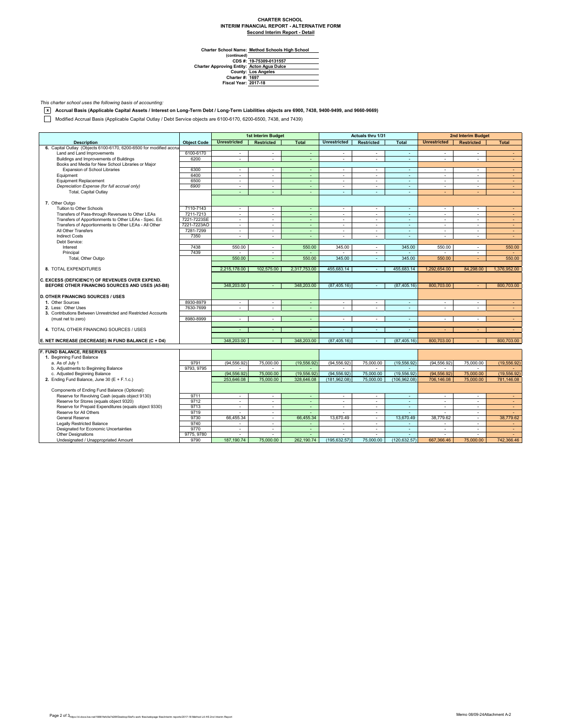**CHARTER SCHOOL**
**INTERIM FINANCIAL REPORT - ALTERNATIVE FORM**
**Second Interim Report - Detail**

Charter School Name: **Method Schools High School**
(continued)
CDS #: **19-75309-0131557**
Charter Approving Entity: **Acton Agua Dulce**
County: **Los Angeles**
Charter #: **1697**
Fiscal Year: **2017-18**

*This charter school uses the following basis of accounting:*

[x] **Accrual Basis (Applicable Capital Assets / Interest on Long-Term Debt / Long-Term Liabilities objects are 6900, 7438, 9400-9499, and 9660-9669)**

[ ] Modified Accrual Basis (Applicable Capital Outlay / Debt Service objects are 6100-6170, 6200-6500, 7438, and 7439)

| Description | Object Code | 1st Interim Budget | | | Actuals thru 1/31 | | | 2nd Interim Budget | | |
|---|---|---|---|---|---|---|---|---|---|---|
| | | Unrestricted | Restricted | Total | Unrestricted | Restricted | Total | Unrestricted | Restricted | Total |
| 6. Capital Outlay (Objects 6100-6170, 6200-6500 for modified accrual | | | | | | | | | | |
| Land and Land Improvements | 6100-6170 | - | - | - | - | - | - | - | - | - |
| Buildings and Improvements of Buildings | 6200 | - | - | - | - | - | - | - | - | - |
| Books and Media for New School Libraries or Major Expansion of School Libraries | 6300 | - | - | - | - | - | - | - | - | - |
| Equipment | 6400 | - | - | - | - | - | - | - | - | - |
| Equipment Replacement | 6500 | - | - | - | - | - | - | - | - | - |
| *Depreciation Expense (for full accrual only)* | *6900* | - | - | - | - | - | - | - | - | - |
| Total, Capital Outlay | | - | - | - | - | - | - | - | - | - |
| 7. Other Outgo | | | | | | | | | | |
| Tuition to Other Schools | 7110-7143 | - | - | - | - | - | - | - | - | - |
| Transfers of Pass-through Revenues to Other LEAs | 7211-7213 | - | - | - | - | - | - | - | - | - |
| Transfers of Apportionments to Other LEAs - Spec. Ed. | 7221-7223SE | - | - | - | - | - | - | - | - | - |
| Transfers of Apportionments to Other LEAs - All Other | 7221-7223AO | - | - | - | - | - | - | - | - | - |
| All Other Transfers | 7281-7299 | - | - | - | - | - | - | - | - | - |
| Indirect Costs | 7350 | - | - | - | - | - | - | - | - | - |
| Debt Service: | | | | | | | | | | |
| Interest | 7438 | 550.00 | - | 550.00 | 345.00 | - | 345.00 | 550.00 | - | 550.00 |
| Principal | 7439 | - | - | - | - | - | - | - | - | - |
| Total, Other Outgo | | 550.00 | - | 550.00 | 345.00 | - | 345.00 | 550.00 | - | 550.00 |
| 8. TOTAL EXPENDITURES | | 2,215,178.00 | 102,575.00 | 2,317,753.00 | 455,683.14 | - | 455,683.14 | 1,292,654.00 | 84,298.00 | 1,376,952.00 |
| **C. EXCESS (DEFICIENCY) OF REVENUES OVER EXPEND. BEFORE OTHER FINANCING SOURCES AND USES (A5-B8)** | | 348,203.00 | - | 348,203.00 | (87,405.16) | - | (87,405.16) | 800,703.00 | - | 800,703.00 |
| **D. OTHER FINANCING SOURCES / USES** | | | | | | | | | | |
| 1. Other Sources | 8930-8979 | - | - | - | - | - | - | - | - | - |
| 2. Less: Other Uses | 7630-7699 | - | - | - | - | - | - | - | - | - |
| 3. Contributions Between Unrestricted and Restricted Accounts (must net to zero) | 8980-8999 | - | - | - | - | - | - | - | - | - |
| 4. TOTAL OTHER FINANCING SOURCES / USES | | - | - | - | - | - | - | - | - | - |
| **E. NET INCREASE (DECREASE) IN FUND BALANCE (C + D4)** | | 348,203.00 | - | 348,203.00 | (87,405.16) | - | (87,405.16) | 800,703.00 | - | 800,703.00 |
| **F. FUND BALANCE, RESERVES** | | | | | | | | | | |
| 1. Beginning Fund Balance | | | | | | | | | | |
| a. As of July 1 | 9791 | (94,556.92) | 75,000.00 | (19,556.92) | (94,556.92) | 75,000.00 | (19,556.92) | (94,556.92) | 75,000.00 | (19,556.92) |
| b. Adjustments to Beginning Balance | 9793, 9795 | - | - | - | - | - | - | - | - | - |
| c. Adjusted Beginning Balance | | (94,556.92) | 75,000.00 | (19,556.92) | (94,556.92) | 75,000.00 | (19,556.92) | (94,556.92) | 75,000.00 | (19,556.92) |
| 2. Ending Fund Balance, June 30 (E + F.1.c.) | | 253,646.08 | 75,000.00 | 328,646.08 | (181,962.08) | 75,000.00 | (106,962.08) | 706,146.08 | 75,000.00 | 781,146.08 |
| Components of Ending Fund Balance (Optional): | | | | | | | | | | |
| Reserve for Revolving Cash (equals object 9130) | 9711 | - | - | - | - | - | - | - | - | - |
| Reserve for Stores (equals object 9320) | 9712 | - | - | - | - | - | - | - | - | - |
| Reserve for Prepaid Expenditures (equals object 9330) | 9713 | - | - | - | - | - | - | - | - | - |
| Reserve for All Others | 9719 | - | - | - | - | - | - | - | - | - |
| General Reserve | 9730 | 66,455.34 | - | 66,455.34 | 13,670.49 | - | 13,670.49 | 38,779.62 | - | 38,779.62 |
| Legally Restricted Balance | 9740 | - | - | - | - | - | - | - | - | - |
| Designated for Economic Uncertainties | 9770 | - | - | - | - | - | - | - | - | - |
| Other Designations | 9775, 9780 | - | - | - | - | - | - | - | - | - |
| Undesignated / Unappropriated Amount | 9790 | 187,190.74 | 75,000.00 | 262,190.74 | (195,632.57) | 75,000.00 | (120,632.57) | 667,366.46 | 75,000.00 | 742,366.46 |

Memo 08/09-24Attachment A-2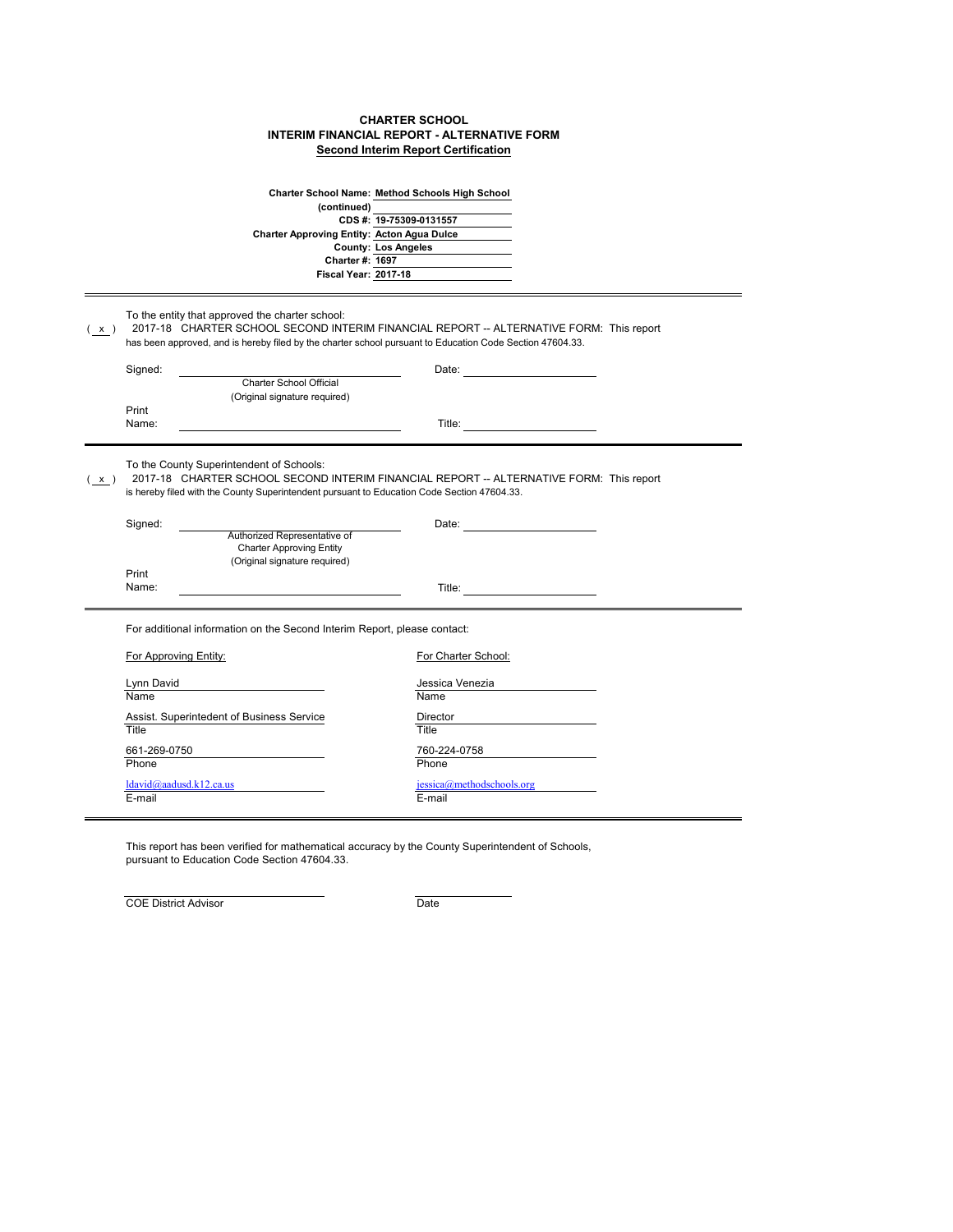**CHARTER SCHOOL**
**INTERIM FINANCIAL REPORT - ALTERNATIVE FORM**
**Second Interim Report Certification**

**Charter School Name:** Method Schools High School
**(continued)**
**CDS #:** 19-75309-0131557
**Charter Approving Entity:** Acton Agua Dulce
**County:** Los Angeles
**Charter #:** 1697
**Fiscal Year:** 2017-18

---

To the entity that approved the charter school:

( x ) 2017-18 CHARTER SCHOOL SECOND INTERIM FINANCIAL REPORT -- ALTERNATIVE FORM: This report has been approved, and is hereby filed by the charter school pursuant to Education Code Section 47604.33.

Signed: ______________________________ Date: ____________________
Charter School Official
(Original signature required)

Print Name: ______________________________ Title: ____________________

---

To the County Superintendent of Schools:

( x ) 2017-18 CHARTER SCHOOL SECOND INTERIM FINANCIAL REPORT -- ALTERNATIVE FORM: This report is hereby filed with the County Superintendent pursuant to Education Code Section 47604.33.

Signed: ______________________________ Date: ____________________
Authorized Representative of
Charter Approving Entity
(Original signature required)

Print Name: ______________________________ Title: ____________________

---

For additional information on the Second Interim Report, please contact:

| For Approving Entity: | For Charter School: |
|---|---|
| Lynn David | Jessica Venezia |
| Name | Name |
| Assist. Superintedent of Business Service | Director |
| Title | Title |
| 661-269-0750 | 760-224-0758 |
| Phone | Phone |
| ldavid@aadusd.k12.ca.us | jessica@methodschools.org |
| E-mail | E-mail |

---

This report has been verified for mathematical accuracy by the County Superintendent of Schools, pursuant to Education Code Section 47604.33.

______________________________ ____________________
COE District Advisor Date